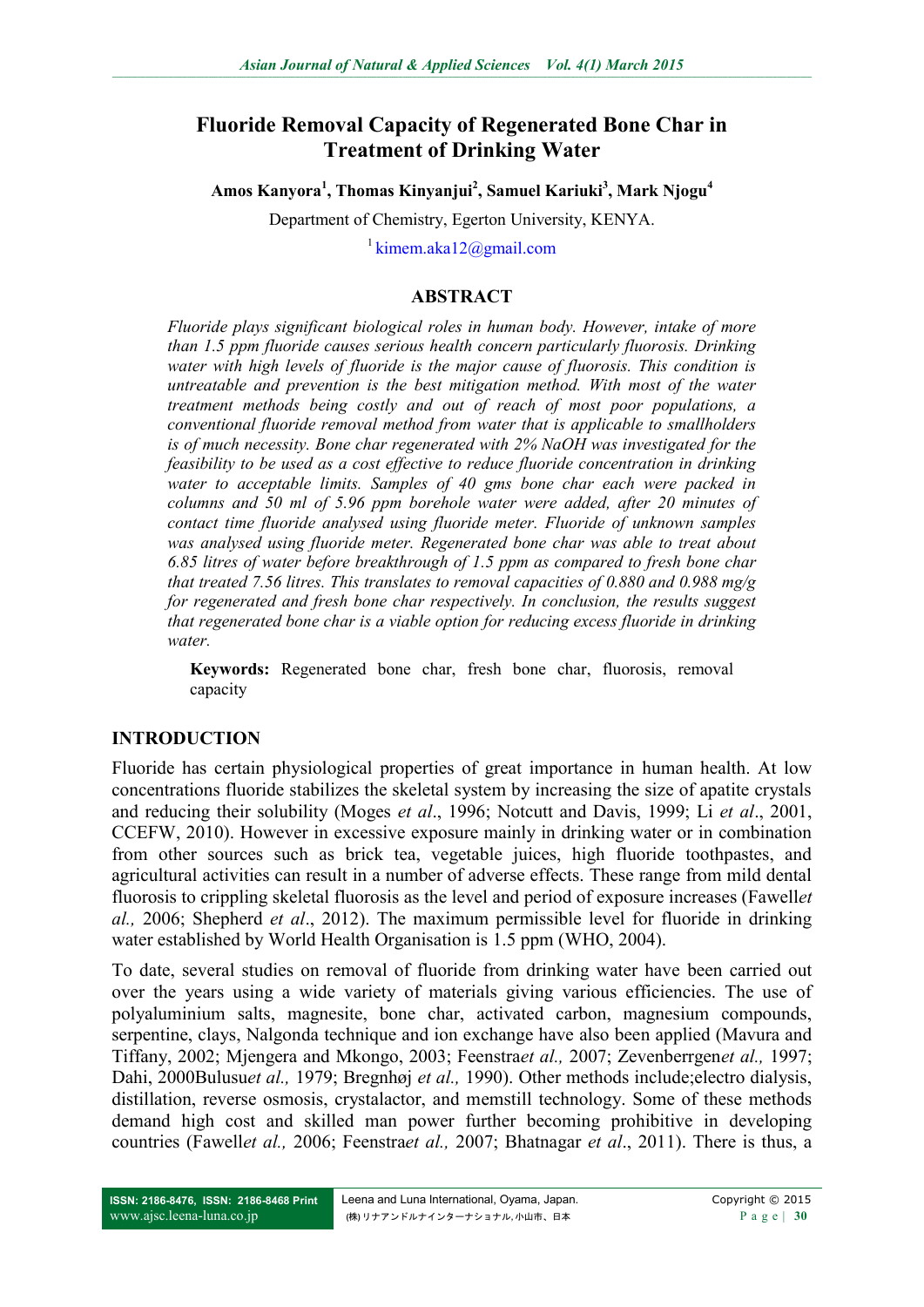# Fluoride Removal Capacity of Regenerated Bone Char in Treatment of Drinking Water

**Amos Kanyora[1], Thomas Kinyanjui[2], Samuel Kariuki[3], Mark Njogu[4]**

Department of Chemistry, Egerton University, KENYA.

[1] kimem.aka12@gmail.com

## ABSTRACT

*Fluoride plays significant biological roles in human body. However, intake of more than 1.5 ppm fluoride causes serious health concern particularly fluorosis. Drinking water with high levels of fluoride is the major cause of fluorosis. This condition is untreatable and prevention is the best mitigation method. With most of the water treatment methods being costly and out of reach of most poor populations, a conventional fluoride removal method from water that is applicable to smallholders is of much necessity. Bone char regenerated with 2% NaOH was investigated for the feasibility to be used as a cost effective to reduce fluoride concentration in drinking water to acceptable limits. Samples of 40 gms bone char each were packed in columns and 50 ml of 5.96 ppm borehole water were added, after 20 minutes of contact time fluoride analysed using fluoride meter. Fluoride of unknown samples was analysed using fluoride meter. Regenerated bone char was able to treat about 6.85 litres of water before breakthrough of 1.5 ppm as compared to fresh bone char that treated 7.56 litres. This translates to removal capacities of 0.880 and 0.988 mg/g for regenerated and fresh bone char respectively. In conclusion, the results suggest that regenerated bone char is a viable option for reducing excess fluoride in drinking water.*

**Keywords:** Regenerated bone char, fresh bone char, fluorosis, removal capacity

## INTRODUCTION

Fluoride has certain physiological properties of great importance in human health. At low concentrations fluoride stabilizes the skeletal system by increasing the size of apatite crystals and reducing their solubility (Moges *et al*., 1996; Notcutt and Davis, 1999; Li *et al*., 2001, CCEFW, 2010). However in excessive exposure mainly in drinking water or in combination from other sources such as brick tea, vegetable juices, high fluoride toothpastes, and agricultural activities can result in a number of adverse effects. These range from mild dental fluorosis to crippling skeletal fluorosis as the level and period of exposure increases (Fawell*et al.,* 2006; Shepherd *et al*., 2012). The maximum permissible level for fluoride in drinking water established by World Health Organisation is 1.5 ppm (WHO, 2004).

To date, several studies on removal of fluoride from drinking water have been carried out over the years using a wide variety of materials giving various efficiencies. The use of polyaluminium salts, magnesite, bone char, activated carbon, magnesium compounds, serpentine, clays, Nalgonda technique and ion exchange have also been applied (Mavura and Tiffany, 2002; Mjengera and Mkongo, 2003; Feenstra*et al.,* 2007; Zevenberrgen*et al.,* 1997; Dahi, 2000Bulusu*et al.,* 1979; Bregnhøj *et al.,* 1990). Other methods include;electro dialysis, distillation, reverse osmosis, crystalactor, and memstill technology. Some of these methods demand high cost and skilled man power further becoming prohibitive in developing countries (Fawell*et al.,* 2006; Feenstra*et al.,* 2007; Bhatnagar *et al*., 2011). There is thus, a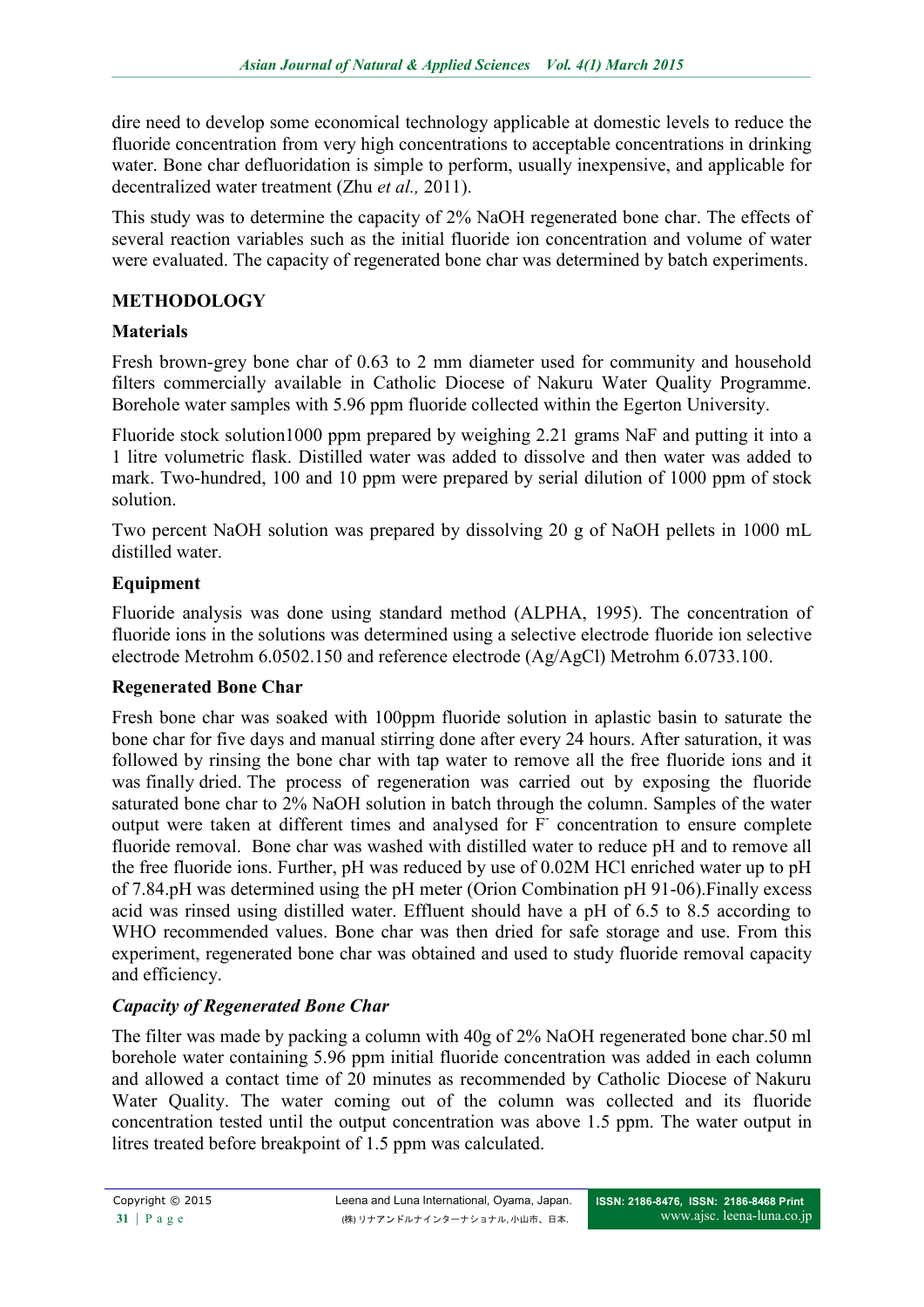dire need to develop some economical technology applicable at domestic levels to reduce the fluoride concentration from very high concentrations to acceptable concentrations in drinking water. Bone char defluoridation is simple to perform, usually inexpensive, and applicable for decentralized water treatment (Zhu *et al.,* 2011).

This study was to determine the capacity of 2% NaOH regenerated bone char. The effects of several reaction variables such as the initial fluoride ion concentration and volume of water were evaluated. The capacity of regenerated bone char was determined by batch experiments.

## METHODOLOGY

### Materials

Fresh brown-grey bone char of 0.63 to 2 mm diameter used for community and household filters commercially available in Catholic Diocese of Nakuru Water Quality Programme. Borehole water samples with 5.96 ppm fluoride collected within the Egerton University.

Fluoride stock solution1000 ppm prepared by weighing 2.21 grams NaF and putting it into a 1 litre volumetric flask. Distilled water was added to dissolve and then water was added to mark. Two-hundred, 100 and 10 ppm were prepared by serial dilution of 1000 ppm of stock solution.

Two percent NaOH solution was prepared by dissolving 20 g of NaOH pellets in 1000 mL distilled water.

### Equipment

Fluoride analysis was done using standard method (ALPHA, 1995). The concentration of fluoride ions in the solutions was determined using a selective electrode fluoride ion selective electrode Metrohm 6.0502.150 and reference electrode (Ag/AgCl) Metrohm 6.0733.100.

### Regenerated Bone Char

Fresh bone char was soaked with 100ppm fluoride solution in aplastic basin to saturate the bone char for five days and manual stirring done after every 24 hours. After saturation, it was followed by rinsing the bone char with tap water to remove all the free fluoride ions and it was finally dried. The process of regeneration was carried out by exposing the fluoride saturated bone char to 2% NaOH solution in batch through the column. Samples of the water output were taken at different times and analysed for $F^-$ concentration to ensure complete fluoride removal. Bone char was washed with distilled water to reduce pH and to remove all the free fluoride ions. Further, pH was reduced by use of 0.02M HCl enriched water up to pH of 7.84.pH was determined using the pH meter (Orion Combination pH 91-06).Finally excess acid was rinsed using distilled water. Effluent should have a pH of 6.5 to 8.5 according to WHO recommended values. Bone char was then dried for safe storage and use. From this experiment, regenerated bone char was obtained and used to study fluoride removal capacity and efficiency.

#### *Capacity of Regenerated Bone Char*

The filter was made by packing a column with 40g of 2% NaOH regenerated bone char.50 ml borehole water containing 5.96 ppm initial fluoride concentration was added in each column and allowed a contact time of 20 minutes as recommended by Catholic Diocese of Nakuru Water Quality. The water coming out of the column was collected and its fluoride concentration tested until the output concentration was above 1.5 ppm. The water output in litres treated before breakpoint of 1.5 ppm was calculated.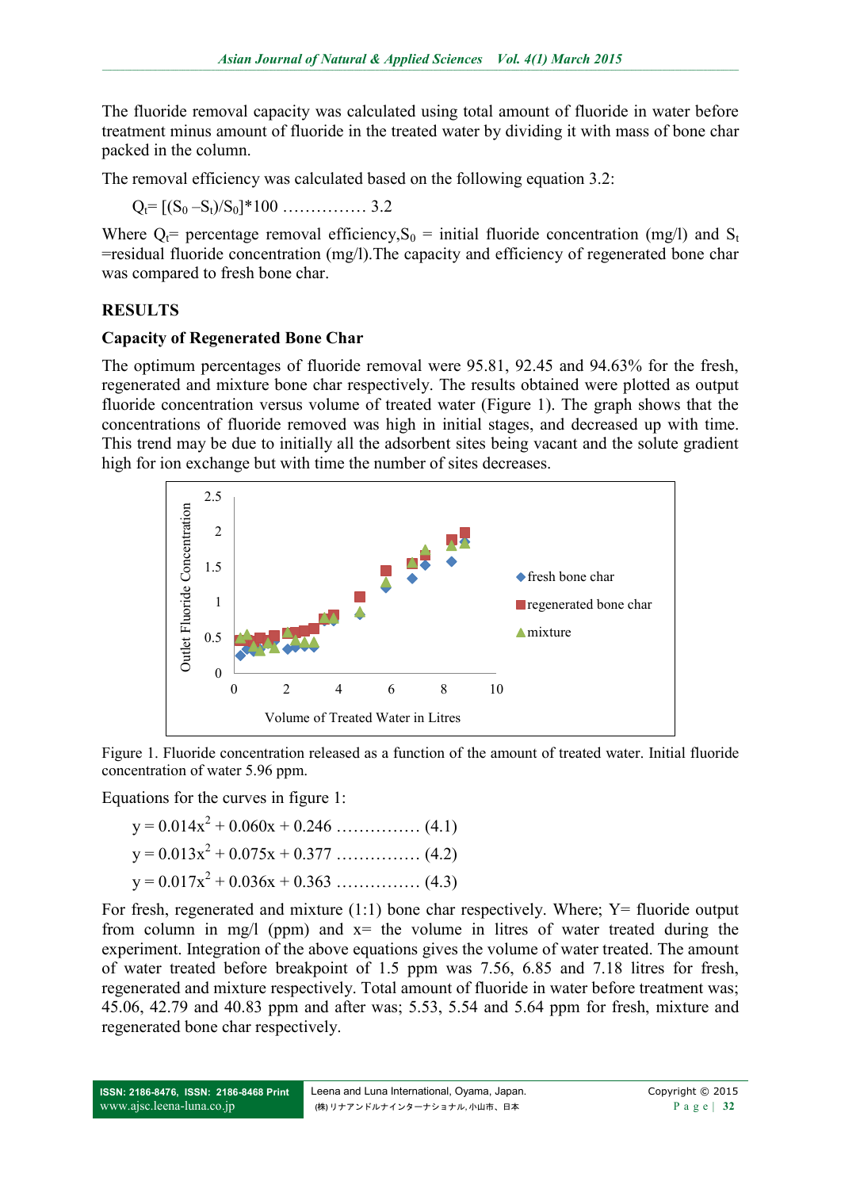The fluoride removal capacity was calculated using total amount of fluoride in water before treatment minus amount of fluoride in the treated water by dividing it with mass of bone char packed in the column.

The removal efficiency was calculated based on the following equation 3.2:

$$Q_t = [(S_0 - S_t)/S_0]*100 \quad \text{............... 3.2}$$

Where $Q_t$= percentage removal efficiency, $S_0$ = initial fluoride concentration (mg/l) and $S_t$ =residual fluoride concentration (mg/l).The capacity and efficiency of regenerated bone char was compared to fresh bone char.

## RESULTS

### Capacity of Regenerated Bone Char

The optimum percentages of fluoride removal were 95.81, 92.45 and 94.63% for the fresh, regenerated and mixture bone char respectively. The results obtained were plotted as output fluoride concentration versus volume of treated water (Figure 1). The graph shows that the concentrations of fluoride removed was high in initial stages, and decreased up with time. This trend may be due to initially all the adsorbent sites being vacant and the solute gradient high for ion exchange but with time the number of sites decreases.

Figure 1. Fluoride concentration released as a function of the amount of treated water. Initial fluoride concentration of water 5.96 ppm.

Equations for the curves in figure 1:

$$y = 0.014x^2 + 0.060x + 0.246 \quad \text{............... (4.1)}$$

$$y = 0.013x^2 + 0.075x + 0.377 \quad \text{............... (4.2)}$$

$$y = 0.017x^2 + 0.036x + 0.363 \quad \text{............... (4.3)}$$

For fresh, regenerated and mixture (1:1) bone char respectively. Where; Y= fluoride output from column in mg/l (ppm) and x= the volume in litres of water treated during the experiment. Integration of the above equations gives the volume of water treated. The amount of water treated before breakpoint of 1.5 ppm was 7.56, 6.85 and 7.18 litres for fresh, regenerated and mixture respectively. Total amount of fluoride in water before treatment was; 45.06, 42.79 and 40.83 ppm and after was; 5.53, 5.54 and 5.64 ppm for fresh, mixture and regenerated bone char respectively.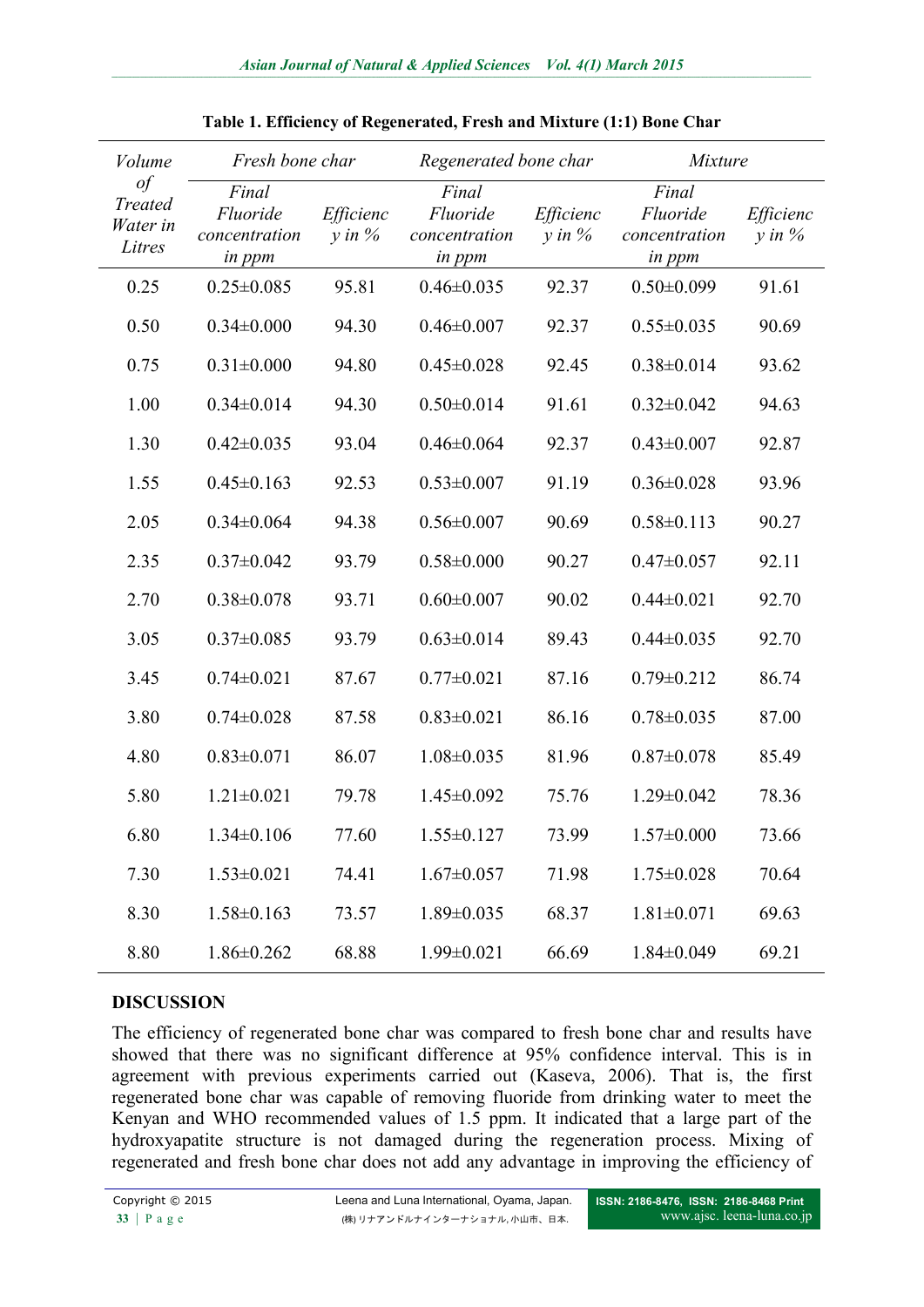**Table 1. Efficiency of Regenerated, Fresh and Mixture (1:1) Bone Char**

| *Volume of Treated Water in Litres* | *Fresh bone char* | | *Regenerated bone char* | | *Mixture* | |
|---|---|---|---|---|---|---|
| | *Final Fluoride concentration in ppm* | *Efficiency in %* | *Final Fluoride concentration in ppm* | *Efficiency in %* | *Final Fluoride concentration in ppm* | *Efficiency in %* |
| 0.25 | 0.25±0.085 | 95.81 | 0.46±0.035 | 92.37 | 0.50±0.099 | 91.61 |
| 0.50 | 0.34±0.000 | 94.30 | 0.46±0.007 | 92.37 | 0.55±0.035 | 90.69 |
| 0.75 | 0.31±0.000 | 94.80 | 0.45±0.028 | 92.45 | 0.38±0.014 | 93.62 |
| 1.00 | 0.34±0.014 | 94.30 | 0.50±0.014 | 91.61 | 0.32±0.042 | 94.63 |
| 1.30 | 0.42±0.035 | 93.04 | 0.46±0.064 | 92.37 | 0.43±0.007 | 92.87 |
| 1.55 | 0.45±0.163 | 92.53 | 0.53±0.007 | 91.19 | 0.36±0.028 | 93.96 |
| 2.05 | 0.34±0.064 | 94.38 | 0.56±0.007 | 90.69 | 0.58±0.113 | 90.27 |
| 2.35 | 0.37±0.042 | 93.79 | 0.58±0.000 | 90.27 | 0.47±0.057 | 92.11 |
| 2.70 | 0.38±0.078 | 93.71 | 0.60±0.007 | 90.02 | 0.44±0.021 | 92.70 |
| 3.05 | 0.37±0.085 | 93.79 | 0.63±0.014 | 89.43 | 0.44±0.035 | 92.70 |
| 3.45 | 0.74±0.021 | 87.67 | 0.77±0.021 | 87.16 | 0.79±0.212 | 86.74 |
| 3.80 | 0.74±0.028 | 87.58 | 0.83±0.021 | 86.16 | 0.78±0.035 | 87.00 |
| 4.80 | 0.83±0.071 | 86.07 | 1.08±0.035 | 81.96 | 0.87±0.078 | 85.49 |
| 5.80 | 1.21±0.021 | 79.78 | 1.45±0.092 | 75.76 | 1.29±0.042 | 78.36 |
| 6.80 | 1.34±0.106 | 77.60 | 1.55±0.127 | 73.99 | 1.57±0.000 | 73.66 |
| 7.30 | 1.53±0.021 | 74.41 | 1.67±0.057 | 71.98 | 1.75±0.028 | 70.64 |
| 8.30 | 1.58±0.163 | 73.57 | 1.89±0.035 | 68.37 | 1.81±0.071 | 69.63 |
| 8.80 | 1.86±0.262 | 68.88 | 1.99±0.021 | 66.69 | 1.84±0.049 | 69.21 |

## DISCUSSION

The efficiency of regenerated bone char was compared to fresh bone char and results have showed that there was no significant difference at 95% confidence interval. This is in agreement with previous experiments carried out (Kaseva, 2006). That is, the first regenerated bone char was capable of removing fluoride from drinking water to meet the Kenyan and WHO recommended values of 1.5 ppm. It indicated that a large part of the hydroxyapatite structure is not damaged during the regeneration process. Mixing of regenerated and fresh bone char does not add any advantage in improving the efficiency of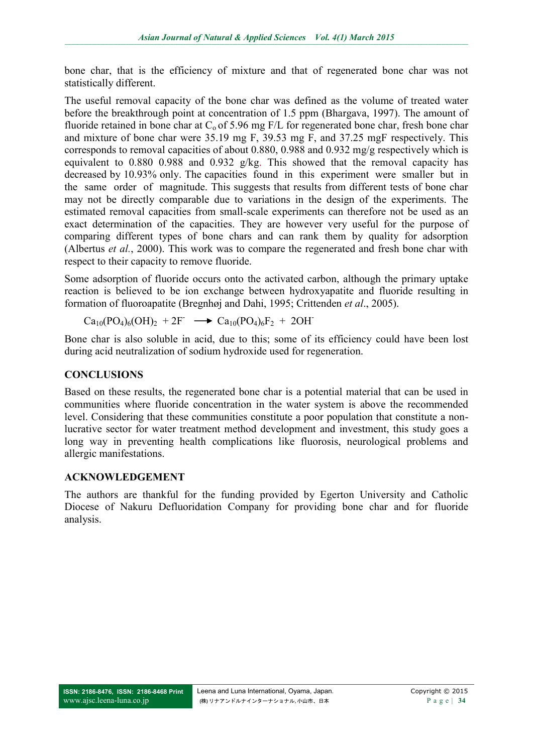bone char, that is the efficiency of mixture and that of regenerated bone char was not statistically different.

The useful removal capacity of the bone char was defined as the volume of treated water before the breakthrough point at concentration of 1.5 ppm (Bhargava, 1997). The amount of fluoride retained in bone char at $C_o$ of 5.96 mg F/L for regenerated bone char, fresh bone char and mixture of bone char were 35.19 mg F, 39.53 mg F, and 37.25 mgF respectively. This corresponds to removal capacities of about 0.880, 0.988 and 0.932 mg/g respectively which is equivalent to 0.880 0.988 and 0.932 g/kg. This showed that the removal capacity has decreased by 10.93% only. The capacities found in this experiment were smaller but in the same order of magnitude. This suggests that results from different tests of bone char may not be directly comparable due to variations in the design of the experiments. The estimated removal capacities from small-scale experiments can therefore not be used as an exact determination of the capacities. They are however very useful for the purpose of comparing different types of bone chars and can rank them by quality for adsorption (Albertus *et al.*, 2000). This work was to compare the regenerated and fresh bone char with respect to their capacity to remove fluoride.

Some adsorption of fluoride occurs onto the activated carbon, although the primary uptake reaction is believed to be ion exchange between hydroxyapatite and fluoride resulting in formation of fluoroapatite (Bregnhøj and Dahi, 1995; Crittenden *et al*., 2005).

$$Ca_{10}(PO_4)_6(OH)_2 + 2F^- \longrightarrow Ca_{10}(PO_4)_6F_2 + 2OH^-$$

Bone char is also soluble in acid, due to this; some of its efficiency could have been lost during acid neutralization of sodium hydroxide used for regeneration.

## CONCLUSIONS

Based on these results, the regenerated bone char is a potential material that can be used in communities where fluoride concentration in the water system is above the recommended level. Considering that these communities constitute a poor population that constitute a non-lucrative sector for water treatment method development and investment, this study goes a long way in preventing health complications like fluorosis, neurological problems and allergic manifestations.

## ACKNOWLEDGEMENT

The authors are thankful for the funding provided by Egerton University and Catholic Diocese of Nakuru Defluoridation Company for providing bone char and for fluoride analysis.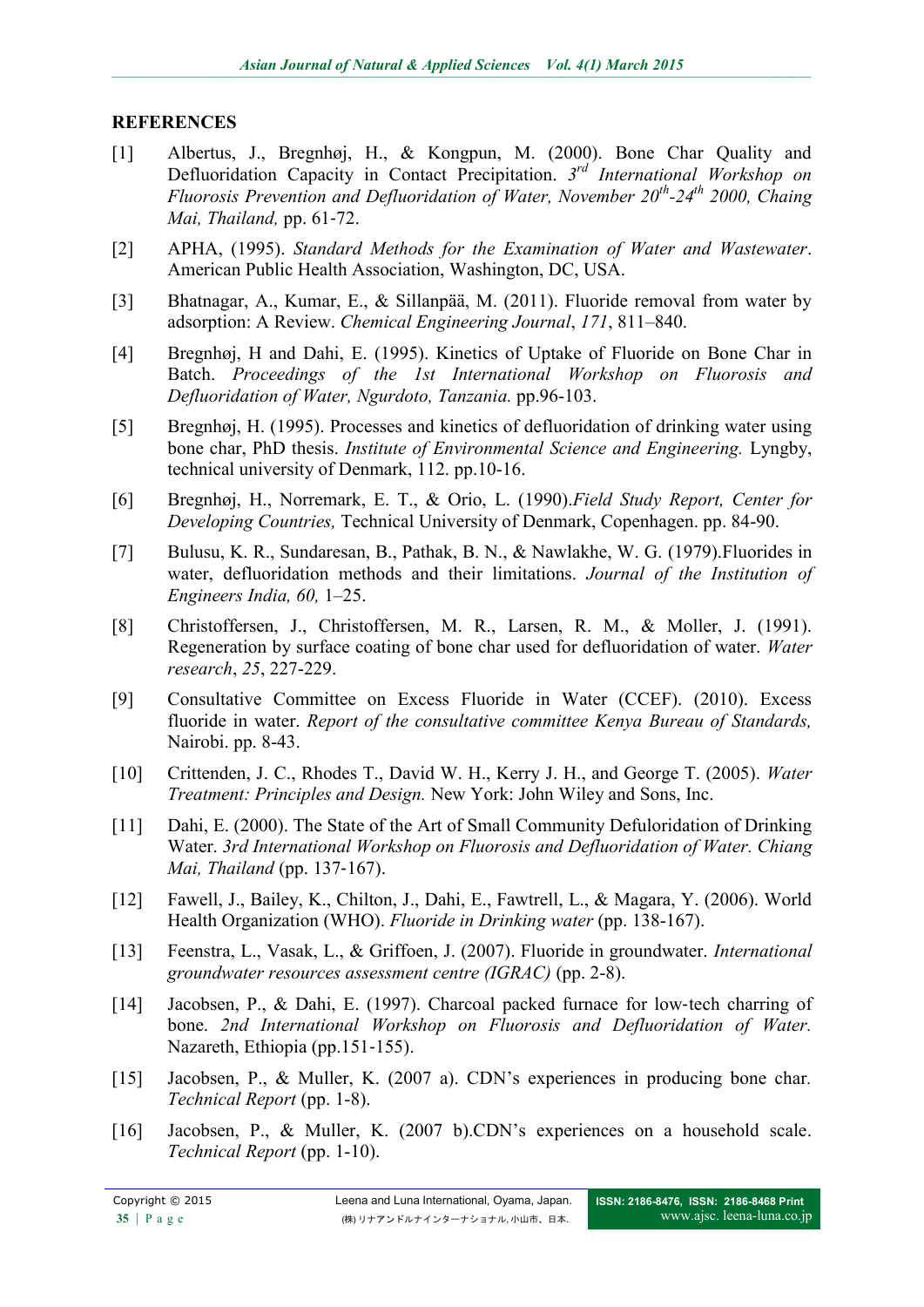## REFERENCES

[1] Albertus, J., Bregnhøj, H., & Kongpun, M. (2000). Bone Char Quality and Defluoridation Capacity in Contact Precipitation. *3rd International Workshop on Fluorosis Prevention and Defluoridation of Water, November 20th-24th 2000, Chaing Mai, Thailand,* pp. 61-72.

[2] APHA, (1995). *Standard Methods for the Examination of Water and Wastewater*. American Public Health Association, Washington, DC, USA.

[3] Bhatnagar, A., Kumar, E., & Sillanpää, M. (2011). Fluoride removal from water by adsorption: A Review. *Chemical Engineering Journal*, *171*, 811–840.

[4] Bregnhøj, H and Dahi, E. (1995). Kinetics of Uptake of Fluoride on Bone Char in Batch. *Proceedings of the 1st International Workshop on Fluorosis and Defluoridation of Water, Ngurdoto, Tanzania.* pp.96-103.

[5] Bregnhøj, H. (1995). Processes and kinetics of defluoridation of drinking water using bone char, PhD thesis. *Institute of Environmental Science and Engineering.* Lyngby, technical university of Denmark, 112. pp.10-16.

[6] Bregnhøj, H., Norremark, E. T., & Orio, L. (1990).*Field Study Report, Center for Developing Countries,* Technical University of Denmark, Copenhagen. pp. 84-90.

[7] Bulusu, K. R., Sundaresan, B., Pathak, B. N., & Nawlakhe, W. G. (1979).Fluorides in water, defluoridation methods and their limitations. *Journal of the Institution of Engineers India, 60,* 1–25.

[8] Christoffersen, J., Christoffersen, M. R., Larsen, R. M., & Moller, J. (1991). Regeneration by surface coating of bone char used for defluoridation of water. *Water research*, *25*, 227-229.

[9] Consultative Committee on Excess Fluoride in Water (CCEF). (2010). Excess fluoride in water. *Report of the consultative committee Kenya Bureau of Standards,* Nairobi. pp. 8-43.

[10] Crittenden, J. C., Rhodes T., David W. H., Kerry J. H., and George T. (2005). *Water Treatment: Principles and Design.* New York: John Wiley and Sons, Inc.

[11] Dahi, E. (2000). The State of the Art of Small Community Defuloridation of Drinking Water. *3rd International Workshop on Fluorosis and Defluoridation of Water. Chiang Mai, Thailand* (pp. 137-167).

[12] Fawell, J., Bailey, K., Chilton, J., Dahi, E., Fawtrell, L., & Magara, Y. (2006). World Health Organization (WHO). *Fluoride in Drinking water* (pp. 138-167).

[13] Feenstra, L., Vasak, L., & Griffoen, J. (2007). Fluoride in groundwater. *International groundwater resources assessment centre (IGRAC)* (pp. 2-8).

[14] Jacobsen, P., & Dahi, E. (1997). Charcoal packed furnace for low-tech charring of bone. *2nd International Workshop on Fluorosis and Defluoridation of Water.* Nazareth, Ethiopia (pp.151-155).

[15] Jacobsen, P., & Muller, K. (2007 a). CDN's experiences in producing bone char*. Technical Report* (pp. 1-8).

[16] Jacobsen, P., & Muller, K. (2007 b).CDN's experiences on a household scale. *Technical Report* (pp. 1-10).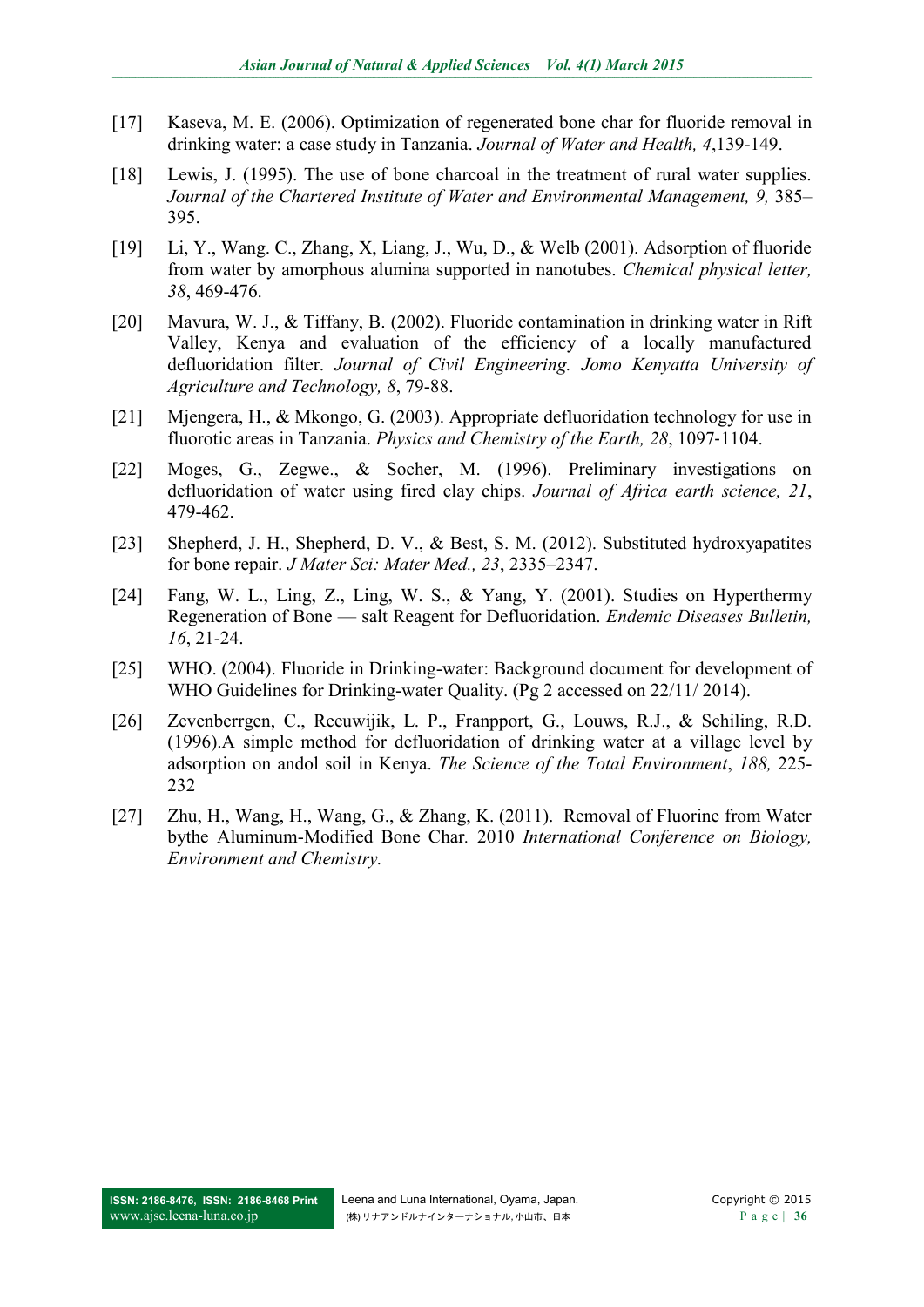[17] Kaseva, M. E. (2006). Optimization of regenerated bone char for fluoride removal in drinking water: a case study in Tanzania. *Journal of Water and Health, 4*,139-149.

[18] Lewis, J. (1995). The use of bone charcoal in the treatment of rural water supplies. *Journal of the Chartered Institute of Water and Environmental Management, 9,* 385–395.

[19] Li, Y., Wang. C., Zhang, X, Liang, J., Wu, D., & Welb (2001). Adsorption of fluoride from water by amorphous alumina supported in nanotubes. *Chemical physical letter, 38*, 469-476.

[20] Mavura, W. J., & Tiffany, B. (2002). Fluoride contamination in drinking water in Rift Valley, Kenya and evaluation of the efficiency of a locally manufactured defluoridation filter. *Journal of Civil Engineering. Jomo Kenyatta University of Agriculture and Technology, 8*, 79-88.

[21] Mjengera, H., & Mkongo, G. (2003). Appropriate defluoridation technology for use in fluorotic areas in Tanzania. *Physics and Chemistry of the Earth, 28*, 1097-1104.

[22] Moges, G., Zegwe., & Socher, M. (1996). Preliminary investigations on defluoridation of water using fired clay chips. *Journal of Africa earth science, 21*, 479-462.

[23] Shepherd, J. H., Shepherd, D. V., & Best, S. M. (2012). Substituted hydroxyapatites for bone repair. *J Mater Sci: Mater Med., 23*, 2335–2347.

[24] Fang, W. L., Ling, Z., Ling, W. S., & Yang, Y. (2001). Studies on Hyperthermy Regeneration of Bone — salt Reagent for Defluoridation. *Endemic Diseases Bulletin, 16*, 21-24.

[25] WHO. (2004). Fluoride in Drinking-water: Background document for development of WHO Guidelines for Drinking-water Quality. (Pg 2 accessed on 22/11/ 2014).

[26] Zevenberrgen, C., Reeuwijik, L. P., Franpport, G., Louws, R.J., & Schiling, R.D. (1996).A simple method for defluoridation of drinking water at a village level by adsorption on andol soil in Kenya. *The Science of the Total Environment*, *188,* 225-232

[27] Zhu, H., Wang, H., Wang, G., & Zhang, K. (2011). Removal of Fluorine from Water bythe Aluminum-Modified Bone Char. 2010 *International Conference on Biology, Environment and Chemistry.*